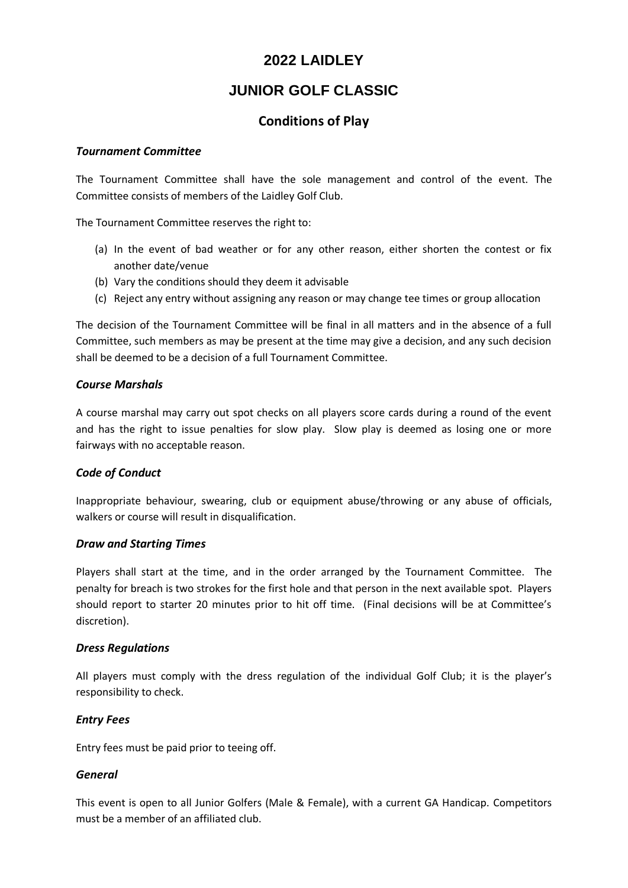# 2022 LAIDLEY

# JUNIOR GOLF CLASSIC

## Conditions of Play

### *Tournament Committee*

The Tournament Committee shall have the sole management and control of the event. The Committee consists of members of the Laidley Golf Club.

The Tournament Committee reserves the right to:

(a) In the event of bad weather or for any other reason, either shorten the contest or fix another date/venue
(b) Vary the conditions should they deem it advisable
(c) Reject any entry without assigning any reason or may change tee times or group allocation

The decision of the Tournament Committee will be final in all matters and in the absence of a full Committee, such members as may be present at the time may give a decision, and any such decision shall be deemed to be a decision of a full Tournament Committee.

### *Course Marshals*

A course marshal may carry out spot checks on all players score cards during a round of the event and has the right to issue penalties for slow play. Slow play is deemed as losing one or more fairways with no acceptable reason.

### *Code of Conduct*

Inappropriate behaviour, swearing, club or equipment abuse/throwing or any abuse of officials, walkers or course will result in disqualification.

### *Draw and Starting Times*

Players shall start at the time, and in the order arranged by the Tournament Committee. The penalty for breach is two strokes for the first hole and that person in the next available spot. Players should report to starter 20 minutes prior to hit off time. (Final decisions will be at Committee's discretion).

### *Dress Regulations*

All players must comply with the dress regulation of the individual Golf Club; it is the player's responsibility to check.

### *Entry Fees*

Entry fees must be paid prior to teeing off.

### *General*

This event is open to all Junior Golfers (Male & Female), with a current GA Handicap. Competitors must be a member of an affiliated club.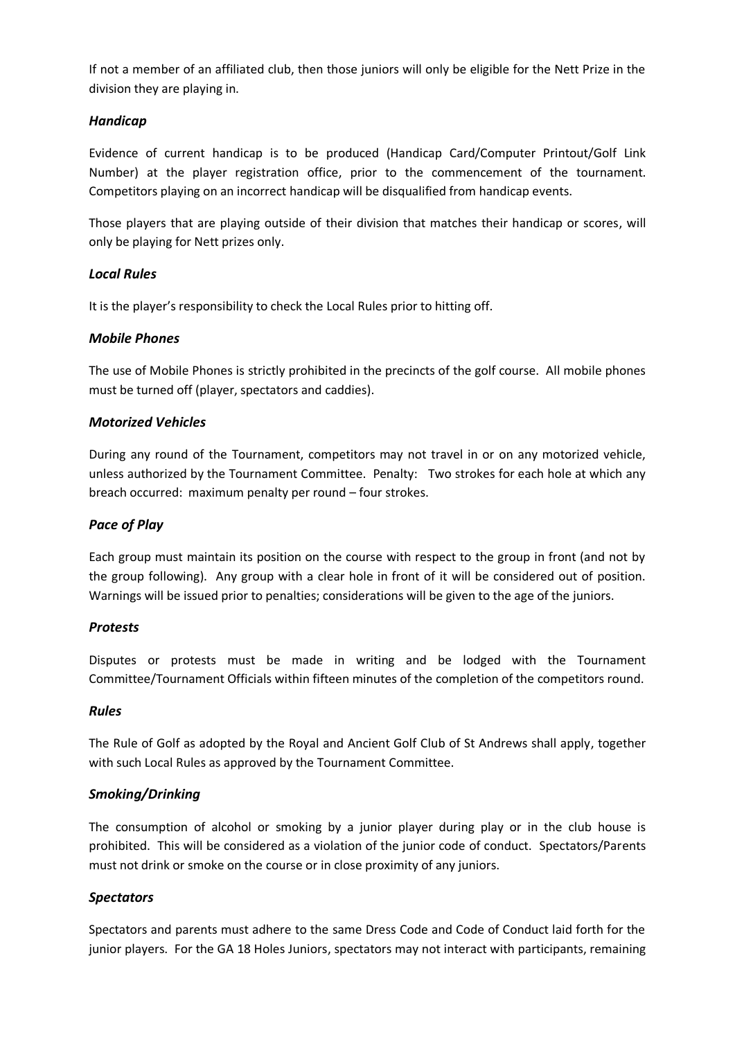If not a member of an affiliated club, then those juniors will only be eligible for the Nett Prize in the division they are playing in.

### *Handicap*

Evidence of current handicap is to be produced (Handicap Card/Computer Printout/Golf Link Number) at the player registration office, prior to the commencement of the tournament. Competitors playing on an incorrect handicap will be disqualified from handicap events.

Those players that are playing outside of their division that matches their handicap or scores, will only be playing for Nett prizes only.

### *Local Rules*

It is the player's responsibility to check the Local Rules prior to hitting off.

### *Mobile Phones*

The use of Mobile Phones is strictly prohibited in the precincts of the golf course. All mobile phones must be turned off (player, spectators and caddies).

### *Motorized Vehicles*

During any round of the Tournament, competitors may not travel in or on any motorized vehicle, unless authorized by the Tournament Committee. Penalty: Two strokes for each hole at which any breach occurred: maximum penalty per round – four strokes.

### *Pace of Play*

Each group must maintain its position on the course with respect to the group in front (and not by the group following). Any group with a clear hole in front of it will be considered out of position. Warnings will be issued prior to penalties; considerations will be given to the age of the juniors.

### *Protests*

Disputes or protests must be made in writing and be lodged with the Tournament Committee/Tournament Officials within fifteen minutes of the completion of the competitors round.

### *Rules*

The Rule of Golf as adopted by the Royal and Ancient Golf Club of St Andrews shall apply, together with such Local Rules as approved by the Tournament Committee.

### *Smoking/Drinking*

The consumption of alcohol or smoking by a junior player during play or in the club house is prohibited. This will be considered as a violation of the junior code of conduct. Spectators/Parents must not drink or smoke on the course or in close proximity of any juniors.

### *Spectators*

Spectators and parents must adhere to the same Dress Code and Code of Conduct laid forth for the junior players. For the GA 18 Holes Juniors, spectators may not interact with participants, remaining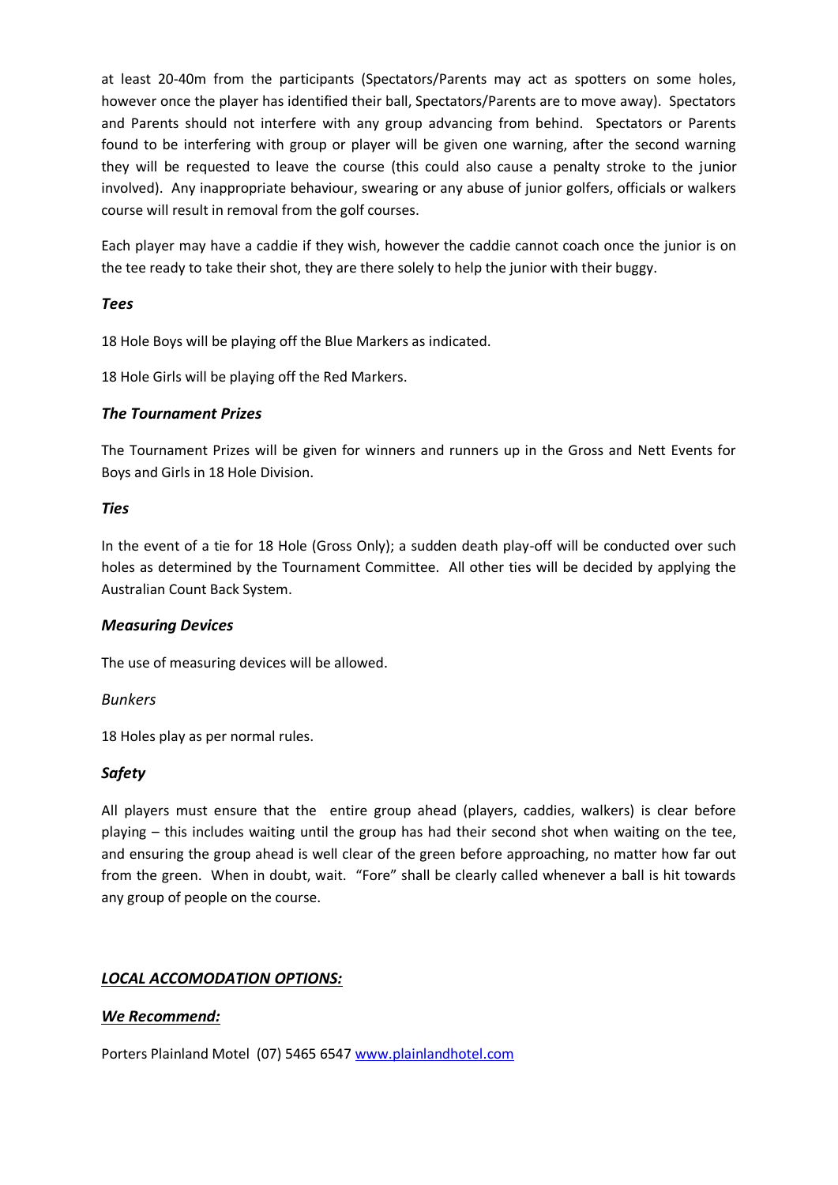at least 20-40m from the participants (Spectators/Parents may act as spotters on some holes, however once the player has identified their ball, Spectators/Parents are to move away). Spectators and Parents should not interfere with any group advancing from behind. Spectators or Parents found to be interfering with group or player will be given one warning, after the second warning they will be requested to leave the course (this could also cause a penalty stroke to the junior involved). Any inappropriate behaviour, swearing or any abuse of junior golfers, officials or walkers course will result in removal from the golf courses.

Each player may have a caddie if they wish, however the caddie cannot coach once the junior is on the tee ready to take their shot, they are there solely to help the junior with their buggy.

***Tees***

18 Hole Boys will be playing off the Blue Markers as indicated.

18 Hole Girls will be playing off the Red Markers.

***The Tournament Prizes***

The Tournament Prizes will be given for winners and runners up in the Gross and Nett Events for Boys and Girls in 18 Hole Division.

***Ties***

In the event of a tie for 18 Hole (Gross Only); a sudden death play-off will be conducted over such holes as determined by the Tournament Committee. All other ties will be decided by applying the Australian Count Back System.

***Measuring Devices***

The use of measuring devices will be allowed.

*Bunkers*

18 Holes play as per normal rules.

***Safety***

All players must ensure that the entire group ahead (players, caddies, walkers) is clear before playing – this includes waiting until the group has had their second shot when waiting on the tee, and ensuring the group ahead is well clear of the green before approaching, no matter how far out from the green. When in doubt, wait. "Fore" shall be clearly called whenever a ball is hit towards any group of people on the course.

***LOCAL ACCOMODATION OPTIONS:***

***We Recommend:***

Porters Plainland Motel (07) 5465 6547 [www.plainlandhotel.com](http://www.plainlandhotel.com)